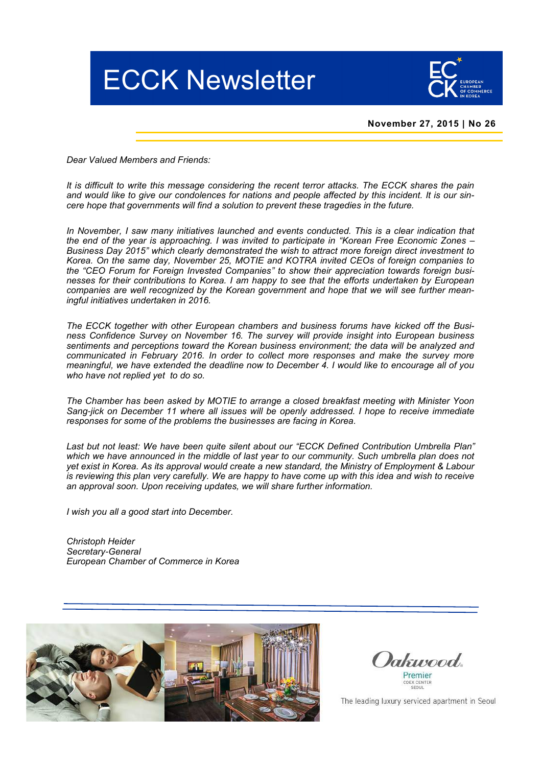# ECCK Newsletter

**November 27, 2015 | No 26**

*Dear Valued Members and Friends:*

*It is difficult to write this message considering the recent terror attacks. The ECCK shares the pain and would like to give our condolences for nations and people affected by this incident. It is our sincere hope that governments will find a solution to prevent these tragedies in the future.*

*In November, I saw many initiatives launched and events conducted. This is a clear indication that the end of the year is approaching. I was invited to participate in "Korean Free Economic Zones – Business Day 2015" which clearly demonstrated the wish to attract more foreign direct investment to Korea. On the same day, November 25, MOTIE and KOTRA invited CEOs of foreign companies to the "CEO Forum for Foreign Invested Companies" to show their appreciation towards foreign businesses for their contributions to Korea. I am happy to see that the efforts undertaken by European companies are well recognized by the Korean government and hope that we will see further meaningful initiatives undertaken in 2016.*

*The ECCK together with other European chambers and business forums have kicked off the Business Confidence Survey on November 16. The survey will provide insight into European business sentiments and perceptions toward the Korean business environment; the data will be analyzed and communicated in February 2016. In order to collect more responses and make the survey more meaningful, we have extended the deadline now to December 4. I would like to encourage all of you who have not replied yet to do so.*

*The Chamber has been asked by MOTIE to arrange a closed breakfast meeting with Minister Yoon Sang-jick on December 11 where all issues will be openly addressed. I hope to receive immediate responses for some of the problems the businesses are facing in Korea.*

*Last but not least: We have been quite silent about our "ECCK Defined Contribution Umbrella Plan" which we have announced in the middle of last year to our community. Such umbrella plan does not yet exist in Korea. As its approval would create a new standard, the Ministry of Employment & Labour is reviewing this plan very carefully. We are happy to have come up with this idea and wish to receive an approval soon. Upon receiving updates, we will share further information.*

*I wish you all a good start into December.*

*Christoph Heider*
*Secretary-General*
*European Chamber of Commerce in Korea*

Oakwood Premier COEX Center Seoul

The leading luxury serviced apartment in Seoul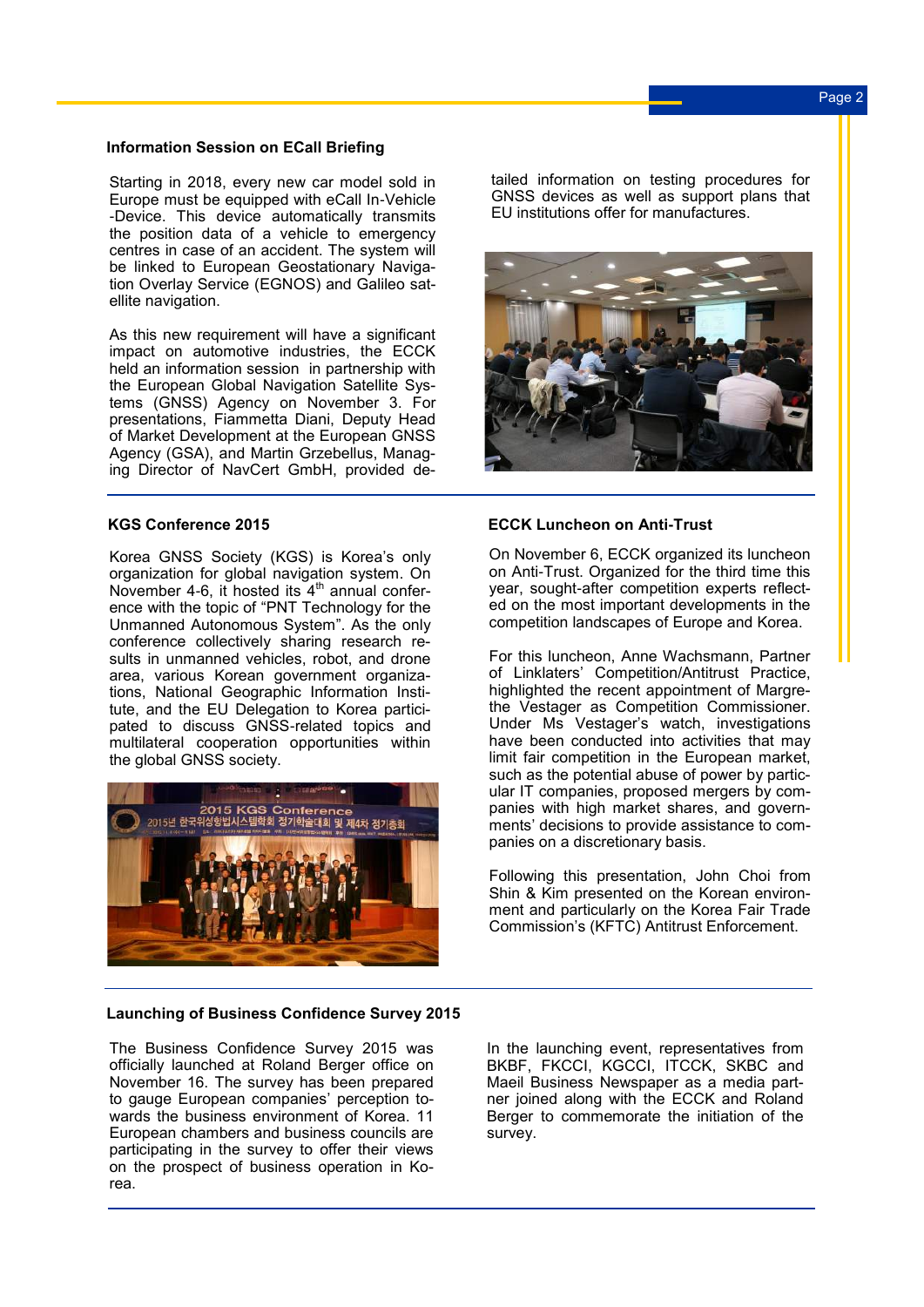### Information Session on ECall Briefing

Starting in 2018, every new car model sold in Europe must be equipped with eCall In-Vehicle-Device. This device automatically transmits the position data of a vehicle to emergency centres in case of an accident. The system will be linked to European Geostationary Navigation Overlay Service (EGNOS) and Galileo satellite navigation.

As this new requirement will have a significant impact on automotive industries, the ECCK held an information session in partnership with the European Global Navigation Satellite Systems (GNSS) Agency on November 3. For presentations, Fiammetta Diani, Deputy Head of Market Development at the European GNSS Agency (GSA), and Martin Grzebellus, Managing Director of NavCert GmbH, provided detailed information on testing procedures for GNSS devices as well as support plans that EU institutions offer for manufactures.

### KGS Conference 2015

Korea GNSS Society (KGS) is Korea's only organization for global navigation system. On November 4-6, it hosted its 4th annual conference with the topic of "PNT Technology for the Unmanned Autonomous System". As the only conference collectively sharing research results in unmanned vehicles, robot, and drone area, various Korean government organizations, National Geographic Information Institute, and the EU Delegation to Korea participated to discuss GNSS-related topics and multilateral cooperation opportunities within the global GNSS society.

### ECCK Luncheon on Anti-Trust

On November 6, ECCK organized its luncheon on Anti-Trust. Organized for the third time this year, sought-after competition experts reflected on the most important developments in the competition landscapes of Europe and Korea.

For this luncheon, Anne Wachsmann, Partner of Linklaters' Competition/Antitrust Practice, highlighted the recent appointment of Margrethe Vestager as Competition Commissioner. Under Ms Vestager's watch, investigations have been conducted into activities that may limit fair competition in the European market, such as the potential abuse of power by particular IT companies, proposed mergers by companies with high market shares, and governments' decisions to provide assistance to companies on a discretionary basis.

Following this presentation, John Choi from Shin & Kim presented on the Korean environment and particularly on the Korea Fair Trade Commission's (KFTC) Antitrust Enforcement.

### Launching of Business Confidence Survey 2015

The Business Confidence Survey 2015 was officially launched at Roland Berger office on November 16. The survey has been prepared to gauge European companies' perception towards the business environment of Korea. 11 European chambers and business councils are participating in the survey to offer their views on the prospect of business operation in Korea.

In the launching event, representatives from BKBF, FKCCI, KGCCI, ITCCK, SKBC and Maeil Business Newspaper as a media partner joined along with the ECCK and Roland Berger to commemorate the initiation of the survey.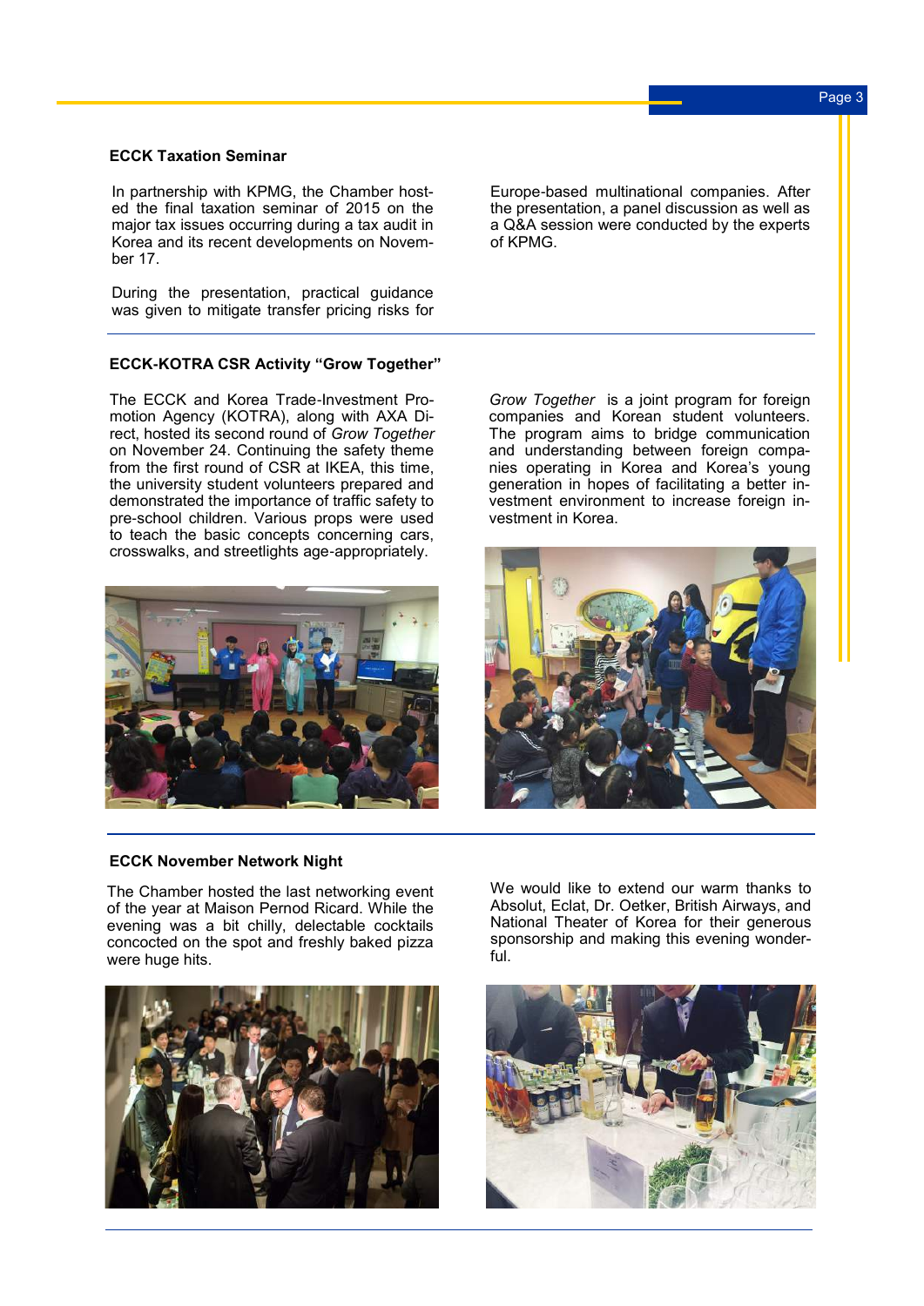### ECCK Taxation Seminar

In partnership with KPMG, the Chamber hosted the final taxation seminar of 2015 on the major tax issues occurring during a tax audit in Korea and its recent developments on November 17.

During the presentation, practical guidance was given to mitigate transfer pricing risks for Europe-based multinational companies. After the presentation, a panel discussion as well as a Q&A session were conducted by the experts of KPMG.

### ECCK-KOTRA CSR Activity "Grow Together"

The ECCK and Korea Trade-Investment Promotion Agency (KOTRA), along with AXA Direct, hosted its second round of *Grow Together* on November 24. Continuing the safety theme from the first round of CSR at IKEA, this time, the university student volunteers prepared and demonstrated the importance of traffic safety to pre-school children. Various props were used to teach the basic concepts concerning cars, crosswalks, and streetlights age-appropriately.

*Grow Together* is a joint program for foreign companies and Korean student volunteers. The program aims to bridge communication and understanding between foreign companies operating in Korea and Korea's young generation in hopes of facilitating a better investment environment to increase foreign investment in Korea.

### ECCK November Network Night

The Chamber hosted the last networking event of the year at Maison Pernod Ricard. While the evening was a bit chilly, delectable cocktails concocted on the spot and freshly baked pizza were huge hits.

We would like to extend our warm thanks to Absolut, Eclat, Dr. Oetker, British Airways, and National Theater of Korea for their generous sponsorship and making this evening wonderful.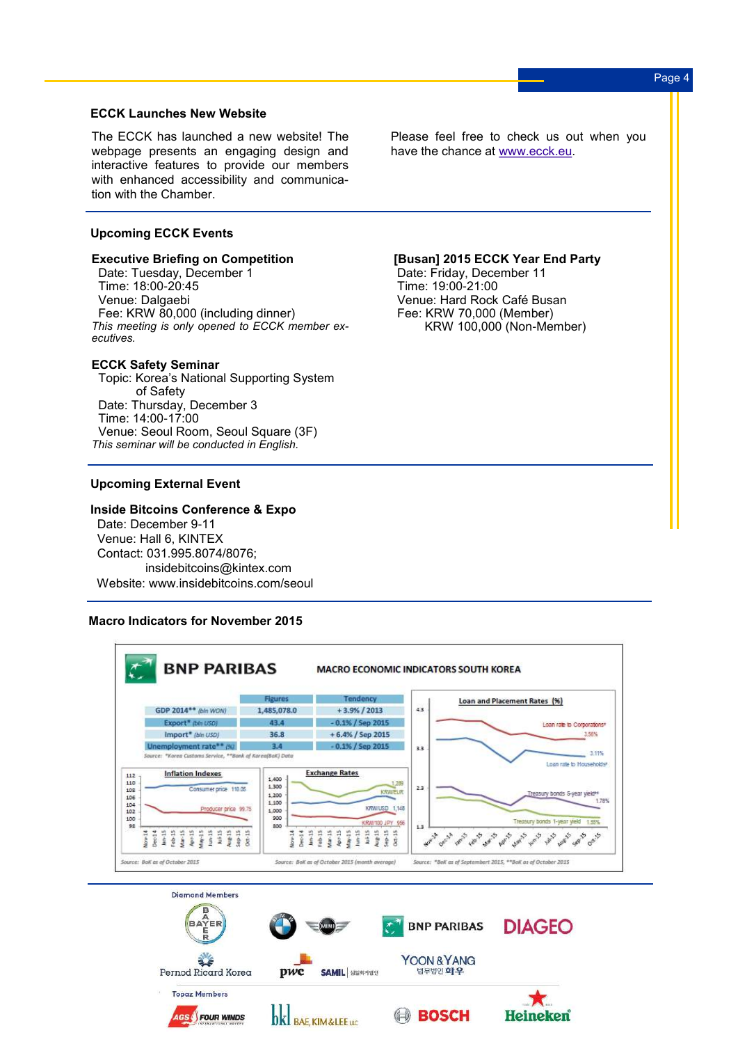## ECCK Launches New Website

The ECCK has launched a new website! The webpage presents an engaging design and interactive features to provide our members with enhanced accessibility and communication with the Chamber.

Please feel free to check us out when you have the chance at [www.ecck.eu](http://www.ecck.eu).

## Upcoming ECCK Events

**Executive Briefing on Competition**
Date: Tuesday, December 1
Time: 18:00-20:45
Venue: Dalgaebi
Fee: KRW 80,000 (including dinner)
*This meeting is only opened to ECCK member executives.*

**ECCK Safety Seminar**
Topic: Korea's National Supporting System of Safety
Date: Thursday, December 3
Time: 14:00-17:00
Venue: Seoul Room, Seoul Square (3F)
*This seminar will be conducted in English.*

**[Busan] 2015 ECCK Year End Party**
Date: Friday, December 11
Time: 19:00-21:00
Venue: Hard Rock Café Busan
Fee: KRW 70,000 (Member)
KRW 100,000 (Non-Member)

## Upcoming External Event

**Inside Bitcoins Conference & Expo**
Date: December 9-11
Venue: Hall 6, KINTEX
Contact: 031.995.8074/8076;
insidebitcoins@kintex.com
Website: www.insidebitcoins.com/seoul

## Macro Indicators for November 2015

BNP PARIBAS — MACRO ECONOMIC INDICATORS SOUTH KOREA

| | Figures | Tendency |
|---|---|---|
| GDP 2014** (bln WON) | 1,485,078.0 | + 3.9% / 2013 |
| Export* (bln USD) | 43.4 | - 0.1% / Sep 2015 |
| Import* (bln USD) | 36.8 | + 6.4% / Sep 2015 |
| Unemployment rate** (%) | 3.4 | - 0.1% / Sep 2015 |

Source: *Korea Customs Service, **Bank of Korea(BoK) Data

Inflation Indexes
Consumer price 110.05
Producer price 99.75
Source: BoK as of October 2015

Exchange Rates
KRW/EUR 1,289
KRW/USD 1,148
KRW/100 JPY 956
Source: BoK as of October 2015 (month average)

Loan and Placement Rates (%)
Loan rate to Corporations* 3.56%
Loan rate to Households* 3.11%
Treasury bonds 5-year yield** 1.78%
Treasury bonds 1-year yield 1.55%
Source: *BoK as of September 2015, **BoK as of October 2015

Diamond Members

Topaz Members